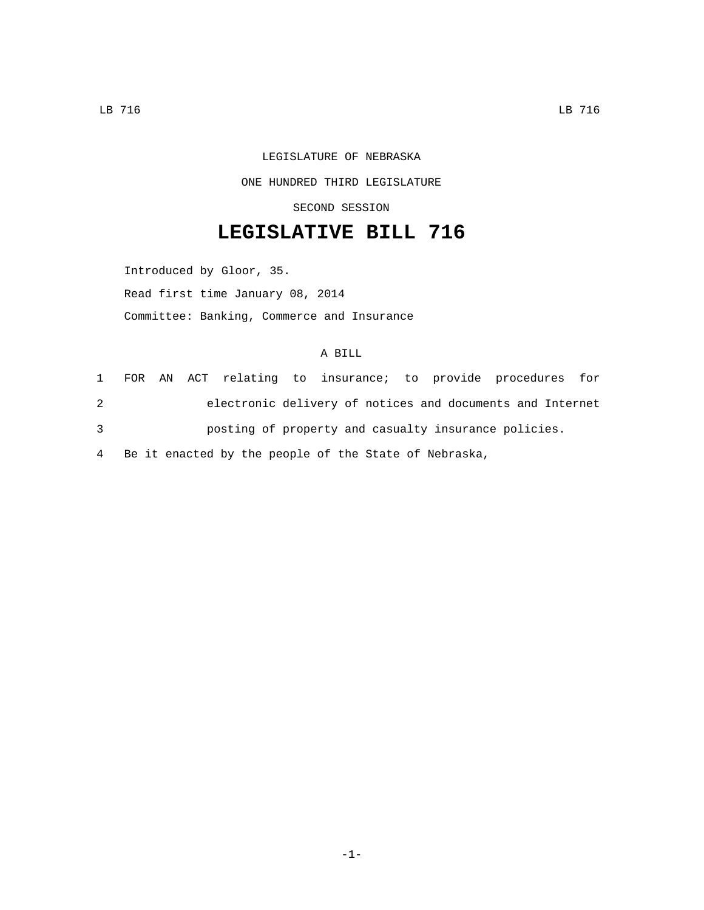LEGISLATURE OF NEBRASKA

ONE HUNDRED THIRD LEGISLATURE

SECOND SESSION

# LEGISLATIVE BILL 716

Introduced by Gloor, 35.

Read first time January 08, 2014

Committee: Banking, Commerce and Insurance

A BILL

1 FOR AN ACT relating to insurance; to provide procedures for
2 electronic delivery of notices and documents and Internet
3 posting of property and casualty insurance policies.
4 Be it enacted by the people of the State of Nebraska,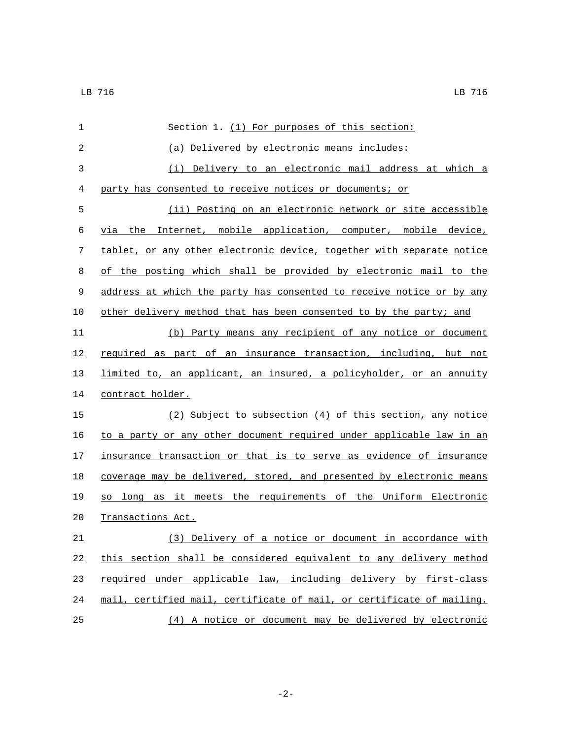Section 1. (1) For purposes of this section:

(a) Delivered by electronic means includes:

(i) Delivery to an electronic mail address at which a party has consented to receive notices or documents; or

(ii) Posting on an electronic network or site accessible via the Internet, mobile application, computer, mobile device, tablet, or any other electronic device, together with separate notice of the posting which shall be provided by electronic mail to the address at which the party has consented to receive notice or by any other delivery method that has been consented to by the party; and

(b) Party means any recipient of any notice or document required as part of an insurance transaction, including, but not limited to, an applicant, an insured, a policyholder, or an annuity contract holder.

(2) Subject to subsection (4) of this section, any notice to a party or any other document required under applicable law in an insurance transaction or that is to serve as evidence of insurance coverage may be delivered, stored, and presented by electronic means so long as it meets the requirements of the Uniform Electronic Transactions Act.

(3) Delivery of a notice or document in accordance with this section shall be considered equivalent to any delivery method required under applicable law, including delivery by first-class mail, certified mail, certificate of mail, or certificate of mailing.

(4) A notice or document may be delivered by electronic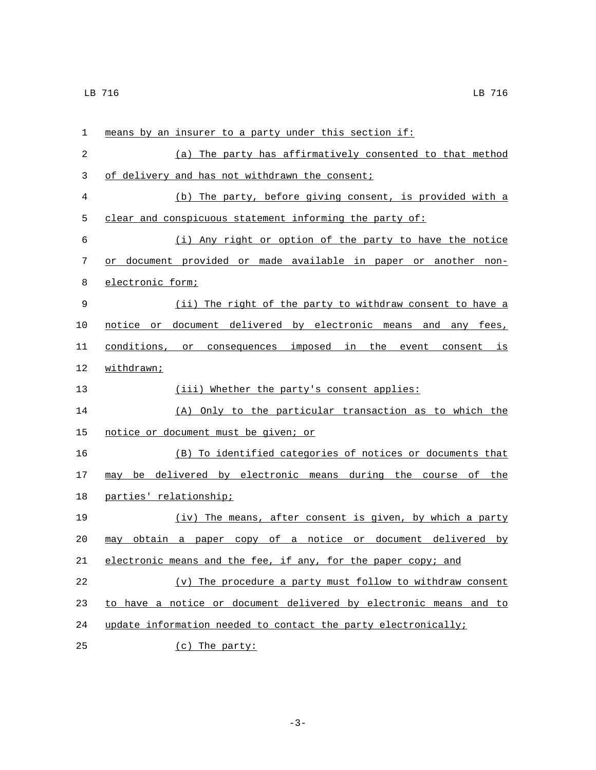means by an insurer to a party under this section if:

(a) The party has affirmatively consented to that method of delivery and has not withdrawn the consent;

(b) The party, before giving consent, is provided with a clear and conspicuous statement informing the party of:

(i) Any right or option of the party to have the notice or document provided or made available in paper or another non-electronic form;

(ii) The right of the party to withdraw consent to have a notice or document delivered by electronic means and any fees, conditions, or consequences imposed in the event consent is withdrawn;

(iii) Whether the party's consent applies:

(A) Only to the particular transaction as to which the notice or document must be given; or

(B) To identified categories of notices or documents that may be delivered by electronic means during the course of the parties' relationship;

(iv) The means, after consent is given, by which a party may obtain a paper copy of a notice or document delivered by electronic means and the fee, if any, for the paper copy; and

(v) The procedure a party must follow to withdraw consent to have a notice or document delivered by electronic means and to update information needed to contact the party electronically;

(c) The party: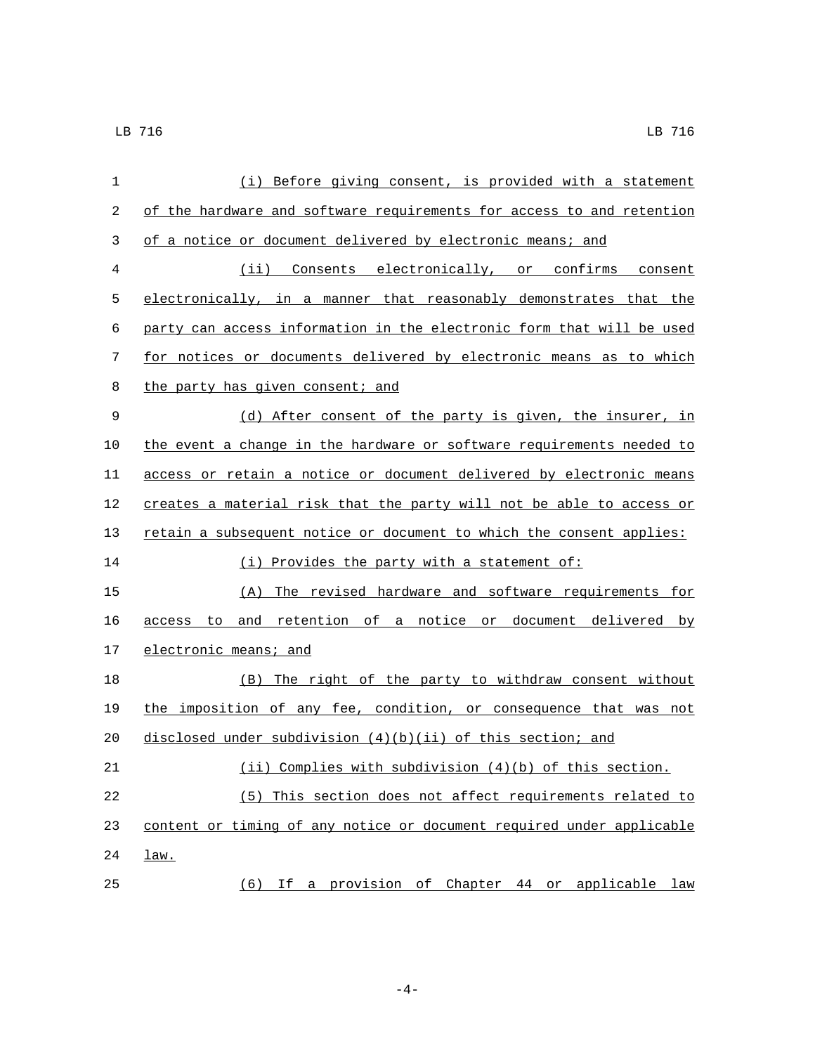(i) Before giving consent, is provided with a statement of the hardware and software requirements for access to and retention of a notice or document delivered by electronic means; and

(ii) Consents electronically, or confirms consent electronically, in a manner that reasonably demonstrates that the party can access information in the electronic form that will be used for notices or documents delivered by electronic means as to which the party has given consent; and

(d) After consent of the party is given, the insurer, in the event a change in the hardware or software requirements needed to access or retain a notice or document delivered by electronic means creates a material risk that the party will not be able to access or retain a subsequent notice or document to which the consent applies:

(i) Provides the party with a statement of:

(A) The revised hardware and software requirements for access to and retention of a notice or document delivered by electronic means; and

(B) The right of the party to withdraw consent without the imposition of any fee, condition, or consequence that was not disclosed under subdivision (4)(b)(ii) of this section; and

(ii) Complies with subdivision (4)(b) of this section.

(5) This section does not affect requirements related to content or timing of any notice or document required under applicable law.

(6) If a provision of Chapter 44 or applicable law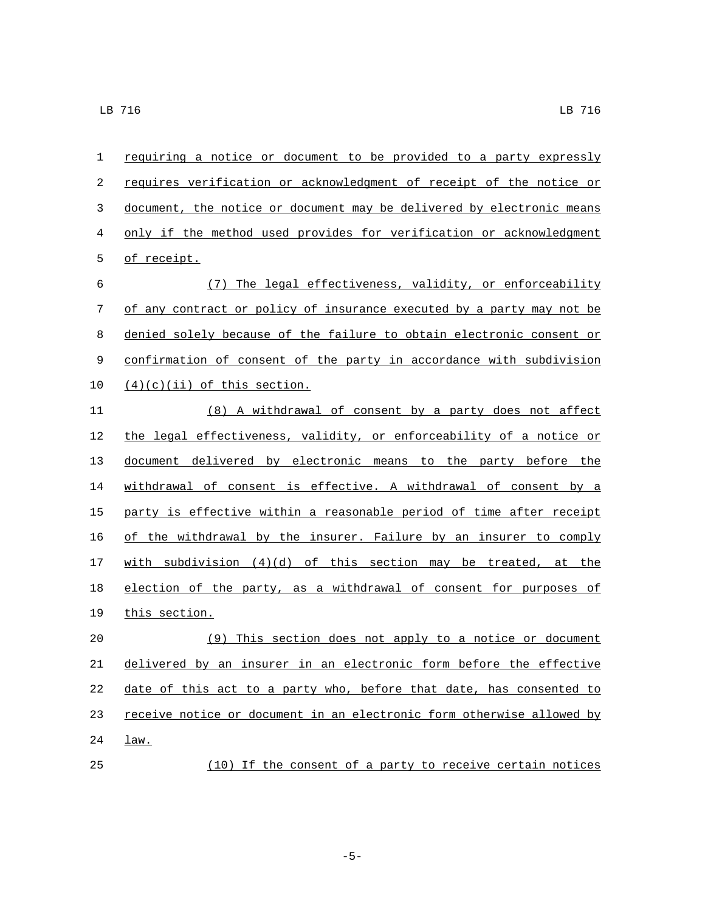requiring a notice or document to be provided to a party expressly requires verification or acknowledgment of receipt of the notice or document, the notice or document may be delivered by electronic means only if the method used provides for verification or acknowledgment of receipt.

(7) The legal effectiveness, validity, or enforceability of any contract or policy of insurance executed by a party may not be denied solely because of the failure to obtain electronic consent or confirmation of consent of the party in accordance with subdivision (4)(c)(ii) of this section.

(8) A withdrawal of consent by a party does not affect the legal effectiveness, validity, or enforceability of a notice or document delivered by electronic means to the party before the withdrawal of consent is effective. A withdrawal of consent by a party is effective within a reasonable period of time after receipt of the withdrawal by the insurer. Failure by an insurer to comply with subdivision (4)(d) of this section may be treated, at the election of the party, as a withdrawal of consent for purposes of this section.

(9) This section does not apply to a notice or document delivered by an insurer in an electronic form before the effective date of this act to a party who, before that date, has consented to receive notice or document in an electronic form otherwise allowed by law.

(10) If the consent of a party to receive certain notices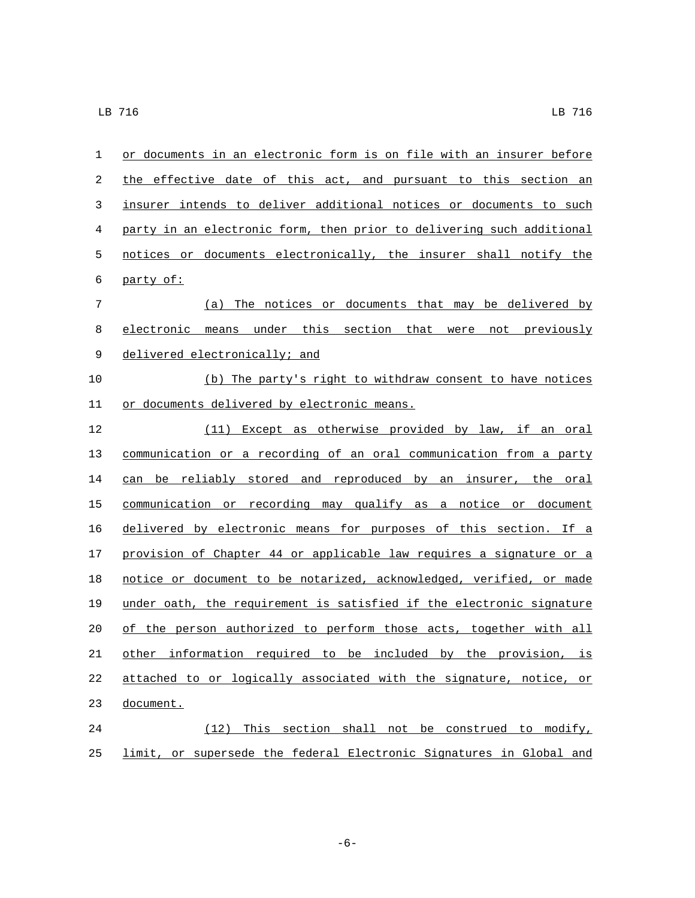or documents in an electronic form is on file with an insurer before the effective date of this act, and pursuant to this section an insurer intends to deliver additional notices or documents to such party in an electronic form, then prior to delivering such additional notices or documents electronically, the insurer shall notify the party of:

(a) The notices or documents that may be delivered by electronic means under this section that were not previously delivered electronically; and

(b) The party's right to withdraw consent to have notices or documents delivered by electronic means.

(11) Except as otherwise provided by law, if an oral communication or a recording of an oral communication from a party can be reliably stored and reproduced by an insurer, the oral communication or recording may qualify as a notice or document delivered by electronic means for purposes of this section. If a provision of Chapter 44 or applicable law requires a signature or a notice or document to be notarized, acknowledged, verified, or made under oath, the requirement is satisfied if the electronic signature of the person authorized to perform those acts, together with all other information required to be included by the provision, is attached to or logically associated with the signature, notice, or document.

(12) This section shall not be construed to modify, limit, or supersede the federal Electronic Signatures in Global and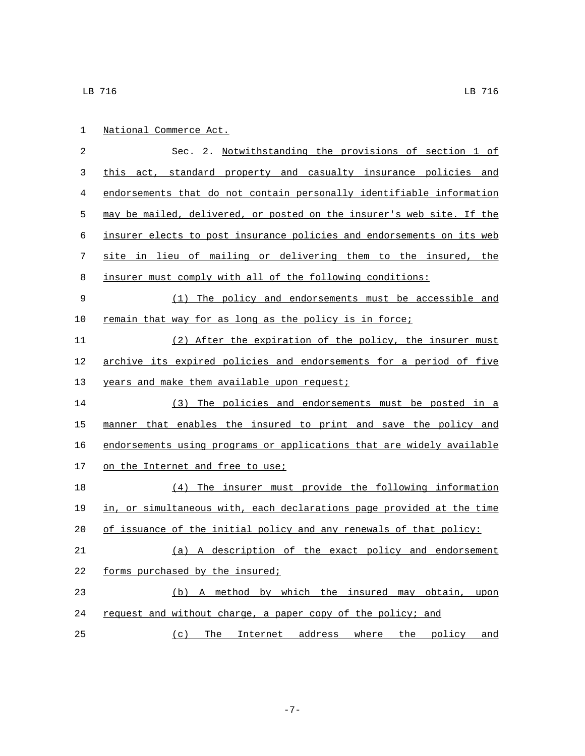National Commerce Act.

Sec. 2. Notwithstanding the provisions of section 1 of this act, standard property and casualty insurance policies and endorsements that do not contain personally identifiable information may be mailed, delivered, or posted on the insurer's web site. If the insurer elects to post insurance policies and endorsements on its web site in lieu of mailing or delivering them to the insured, the insurer must comply with all of the following conditions:

(1) The policy and endorsements must be accessible and remain that way for as long as the policy is in force;

(2) After the expiration of the policy, the insurer must archive its expired policies and endorsements for a period of five years and make them available upon request;

(3) The policies and endorsements must be posted in a manner that enables the insured to print and save the policy and endorsements using programs or applications that are widely available on the Internet and free to use;

(4) The insurer must provide the following information in, or simultaneous with, each declarations page provided at the time of issuance of the initial policy and any renewals of that policy:

(a) A description of the exact policy and endorsement forms purchased by the insured;

(b) A method by which the insured may obtain, upon request and without charge, a paper copy of the policy; and

(c) The Internet address where the policy and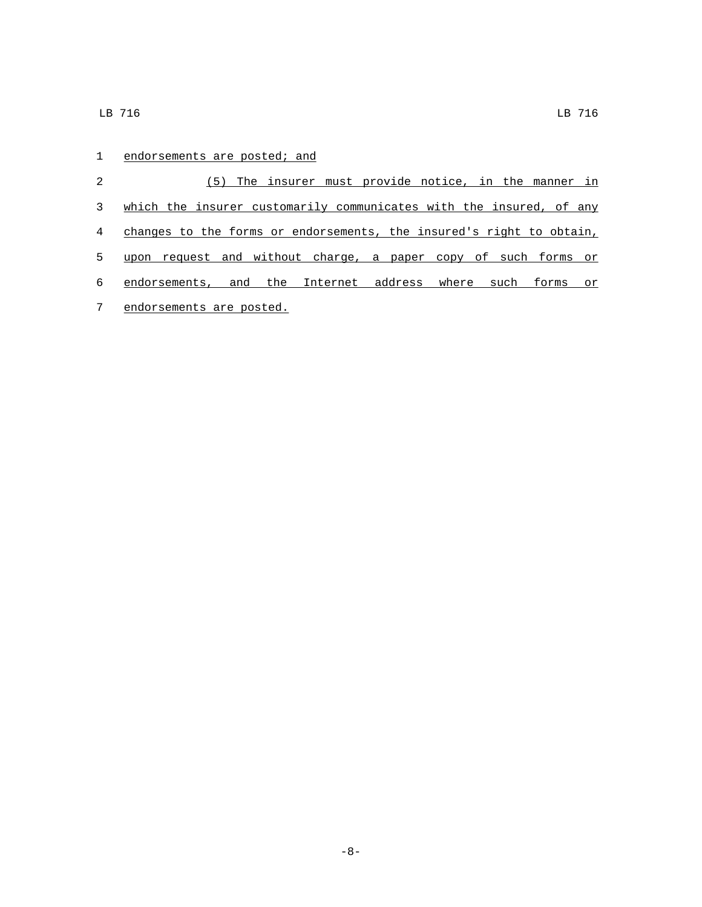endorsements are posted; and

(5) The insurer must provide notice, in the manner in which the insurer customarily communicates with the insured, of any changes to the forms or endorsements, the insured's right to obtain, upon request and without charge, a paper copy of such forms or endorsements, and the Internet address where such forms or endorsements are posted.